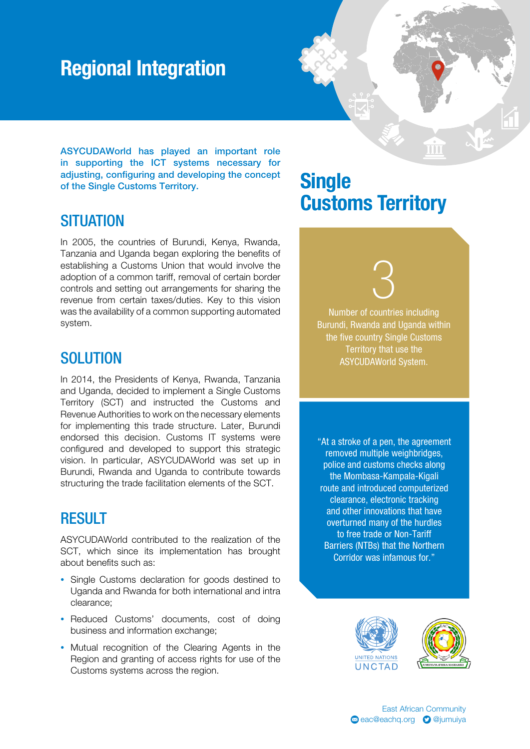# Regional Integration

**ASYCUDAWorld has played an important role in supporting the ICT systems necessary for adjusting, configuring and developing the concept of the Single Customs Territory.**

## SITUATION

In 2005, the countries of Burundi, Kenya, Rwanda, Tanzania and Uganda began exploring the benefits of establishing a Customs Union that would involve the adoption of a common tariff, removal of certain border controls and setting out arrangements for sharing the revenue from certain taxes/duties. Key to this vision was the availability of a common supporting automated system.

## SOLUTION

In 2014, the Presidents of Kenya, Rwanda, Tanzania and Uganda, decided to implement a Single Customs Territory (SCT) and instructed the Customs and Revenue Authorities to work on the necessary elements for implementing this trade structure. Later, Burundi endorsed this decision. Customs IT systems were configured and developed to support this strategic vision. In particular, ASYCUDAWorld was set up in Burundi, Rwanda and Uganda to contribute towards structuring the trade facilitation elements of the SCT.

## RESULT

ASYCUDAWorld contributed to the realization of the SCT, which since its implementation has brought about benefits such as:

- Single Customs declaration for goods destined to Uganda and Rwanda for both international and intra clearance;
- Reduced Customs' documents, cost of doing business and information exchange;
- Mutual recognition of the Clearing Agents in the Region and granting of access rights for use of the Customs systems across the region.

# Single Customs Territory

**3**

Number of countries including Burundi, Rwanda and Uganda within the five country Single Customs Territory that use the ASYCUDAWorld System.

"At a stroke of a pen, the agreement removed multiple weighbridges, police and customs checks along the Mombasa-Kampala-Kigali route and introduced computerized clearance, electronic tracking and other innovations that have overturned many of the hurdles to free trade or Non-Tariff Barriers (NTBs) that the Northern Corridor was infamous for."

UNITED NATIONS UNCTAD

East African Community
eac@eachq.org @jumuiya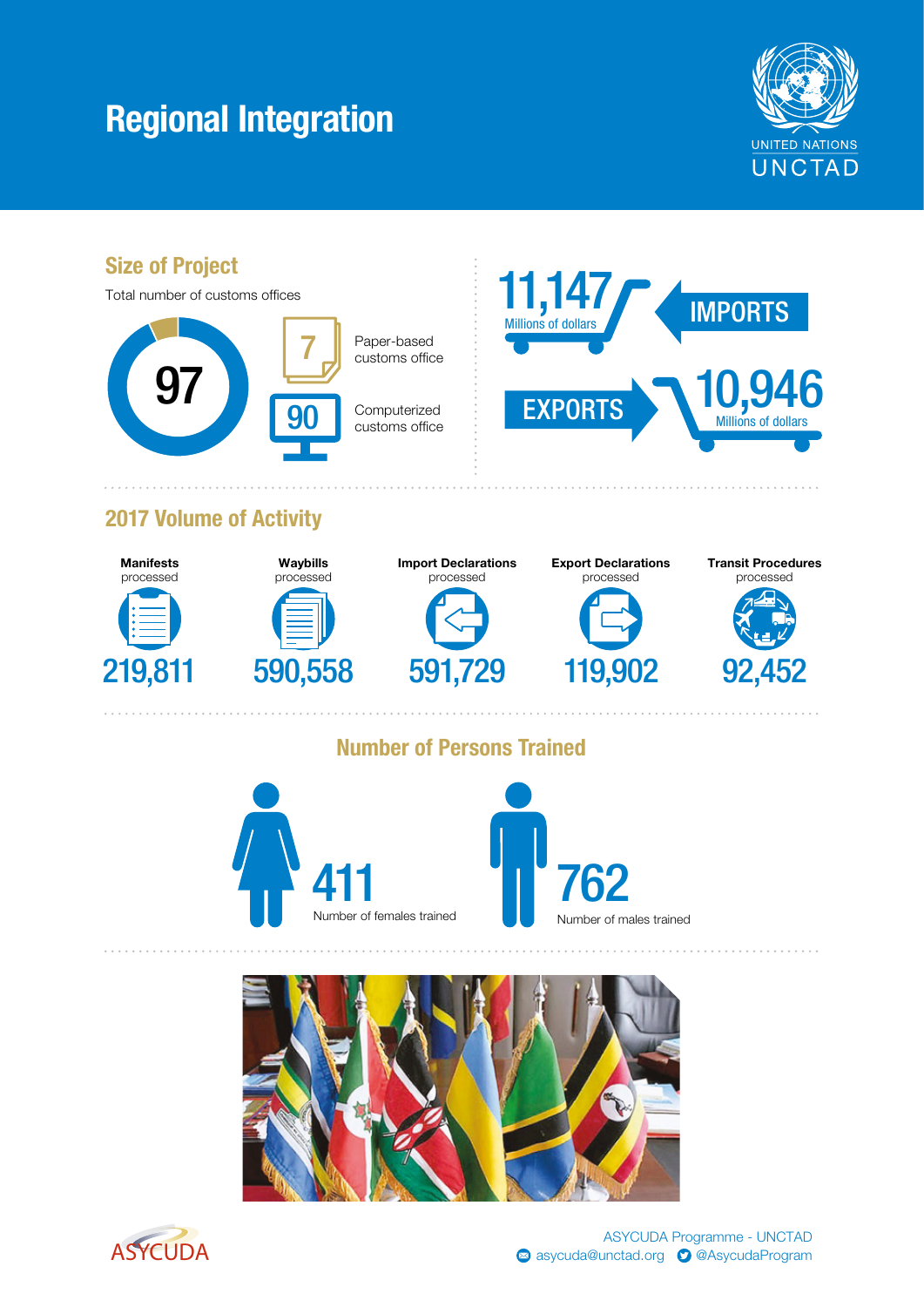# Regional Integration

UNITED NATIONS
UNCTAD

## Size of Project

Total number of customs offices

97

7 Paper-based customs office

90 Computerized customs office

IMPORTS
11,147
Millions of dollars

EXPORTS
10,946
Millions of dollars

## 2017 Volume of Activity

**Manifests** processed
219,811

**Waybills** processed
590,558

**Import Declarations** processed
591,729

**Export Declarations** processed
119,902

**Transit Procedures** processed
92,452

## Number of Persons Trained

411
Number of females trained

762
Number of males trained

ASYCUDA

ASYCUDA Programme - UNCTAD
asycuda@unctad.org @AsycudaProgram